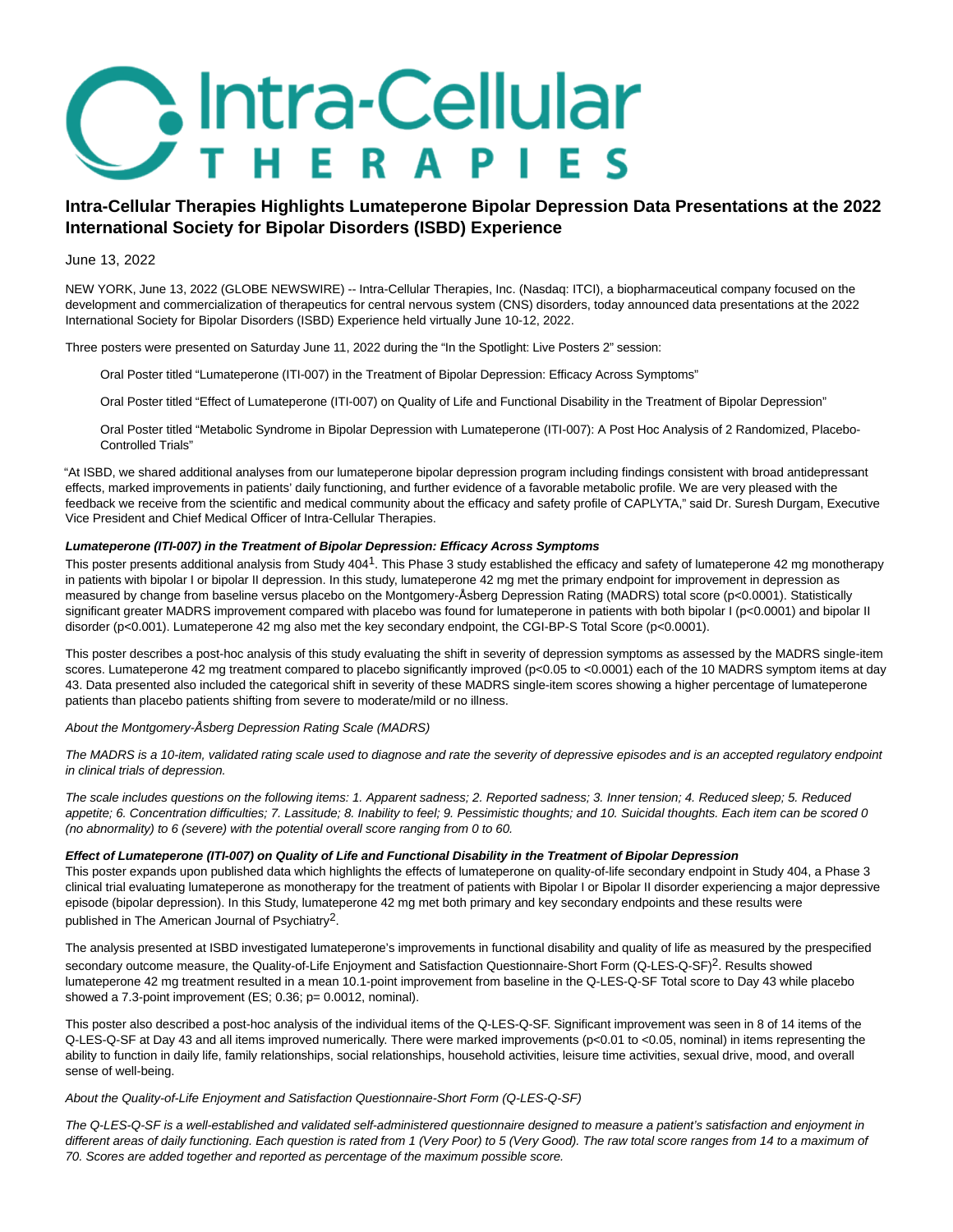# Intra-Cellular Therapies Highlights Lumateperone Bipolar Depression Data Presentations at the 2022 International Society for Bipolar Disorders (ISBD) Experience

June 13, 2022

NEW YORK, June 13, 2022 (GLOBE NEWSWIRE) -- Intra-Cellular Therapies, Inc. (Nasdaq: ITCI), a biopharmaceutical company focused on the development and commercialization of therapeutics for central nervous system (CNS) disorders, today announced data presentations at the 2022 International Society for Bipolar Disorders (ISBD) Experience held virtually June 10-12, 2022.

Three posters were presented on Saturday June 11, 2022 during the "In the Spotlight: Live Posters 2" session:

Oral Poster titled "Lumateperone (ITI-007) in the Treatment of Bipolar Depression: Efficacy Across Symptoms"

Oral Poster titled "Effect of Lumateperone (ITI-007) on Quality of Life and Functional Disability in the Treatment of Bipolar Depression"

Oral Poster titled "Metabolic Syndrome in Bipolar Depression with Lumateperone (ITI-007): A Post Hoc Analysis of 2 Randomized, Placebo-Controlled Trials"

"At ISBD, we shared additional analyses from our lumateperone bipolar depression program including findings consistent with broad antidepressant effects, marked improvements in patients' daily functioning, and further evidence of a favorable metabolic profile. We are very pleased with the feedback we receive from the scientific and medical community about the efficacy and safety profile of CAPLYTA," said Dr. Suresh Durgam, Executive Vice President and Chief Medical Officer of Intra-Cellular Therapies.

***Lumateperone (ITI-007) in the Treatment of Bipolar Depression: Efficacy Across Symptoms***

This poster presents additional analysis from Study 404[1]. This Phase 3 study established the efficacy and safety of lumateperone 42 mg monotherapy in patients with bipolar I or bipolar II depression. In this study, lumateperone 42 mg met the primary endpoint for improvement in depression as measured by change from baseline versus placebo on the Montgomery-Åsberg Depression Rating (MADRS) total score ($p<0.0001$). Statistically significant greater MADRS improvement compared with placebo was found for lumateperone in patients with both bipolar I ($p<0.0001$) and bipolar II disorder ($p<0.001$). Lumateperone 42 mg also met the key secondary endpoint, the CGI-BP-S Total Score ($p<0.0001$).

This poster describes a post-hoc analysis of this study evaluating the shift in severity of depression symptoms as assessed by the MADRS single-item scores. Lumateperone 42 mg treatment compared to placebo significantly improved ($p<0.05$ to $<0.0001$) each of the 10 MADRS symptom items at day 43. Data presented also included the categorical shift in severity of these MADRS single-item scores showing a higher percentage of lumateperone patients than placebo patients shifting from severe to moderate/mild or no illness.

*About the Montgomery-Åsberg Depression Rating Scale (MADRS)*

*The MADRS is a 10-item, validated rating scale used to diagnose and rate the severity of depressive episodes and is an accepted regulatory endpoint in clinical trials of depression.*

*The scale includes questions on the following items: 1. Apparent sadness; 2. Reported sadness; 3. Inner tension; 4. Reduced sleep; 5. Reduced appetite; 6. Concentration difficulties; 7. Lassitude; 8. Inability to feel; 9. Pessimistic thoughts; and 10. Suicidal thoughts. Each item can be scored 0 (no abnormality) to 6 (severe) with the potential overall score ranging from 0 to 60.*

***Effect of Lumateperone (ITI-007) on Quality of Life and Functional Disability in the Treatment of Bipolar Depression***

This poster expands upon published data which highlights the effects of lumateperone on quality-of-life secondary endpoint in Study 404, a Phase 3 clinical trial evaluating lumateperone as monotherapy for the treatment of patients with Bipolar I or Bipolar II disorder experiencing a major depressive episode (bipolar depression). In this Study, lumateperone 42 mg met both primary and key secondary endpoints and these results were published in The American Journal of Psychiatry[2].

The analysis presented at ISBD investigated lumateperone's improvements in functional disability and quality of life as measured by the prespecified secondary outcome measure, the Quality-of-Life Enjoyment and Satisfaction Questionnaire-Short Form (Q-LES-Q-SF)[2]. Results showed lumateperone 42 mg treatment resulted in a mean 10.1-point improvement from baseline in the Q-LES-Q-SF Total score to Day 43 while placebo showed a 7.3-point improvement (ES; 0.36; $p= 0.0012$, nominal).

This poster also described a post-hoc analysis of the individual items of the Q-LES-Q-SF. Significant improvement was seen in 8 of 14 items of the Q-LES-Q-SF at Day 43 and all items improved numerically. There were marked improvements ($p<0.01$ to $<0.05$, nominal) in items representing the ability to function in daily life, family relationships, social relationships, household activities, leisure time activities, sexual drive, mood, and overall sense of well-being.

*About the Quality-of-Life Enjoyment and Satisfaction Questionnaire-Short Form (Q-LES-Q-SF)*

*The Q-LES-Q-SF is a well-established and validated self-administered questionnaire designed to measure a patient's satisfaction and enjoyment in different areas of daily functioning. Each question is rated from 1 (Very Poor) to 5 (Very Good). The raw total score ranges from 14 to a maximum of 70. Scores are added together and reported as percentage of the maximum possible score.*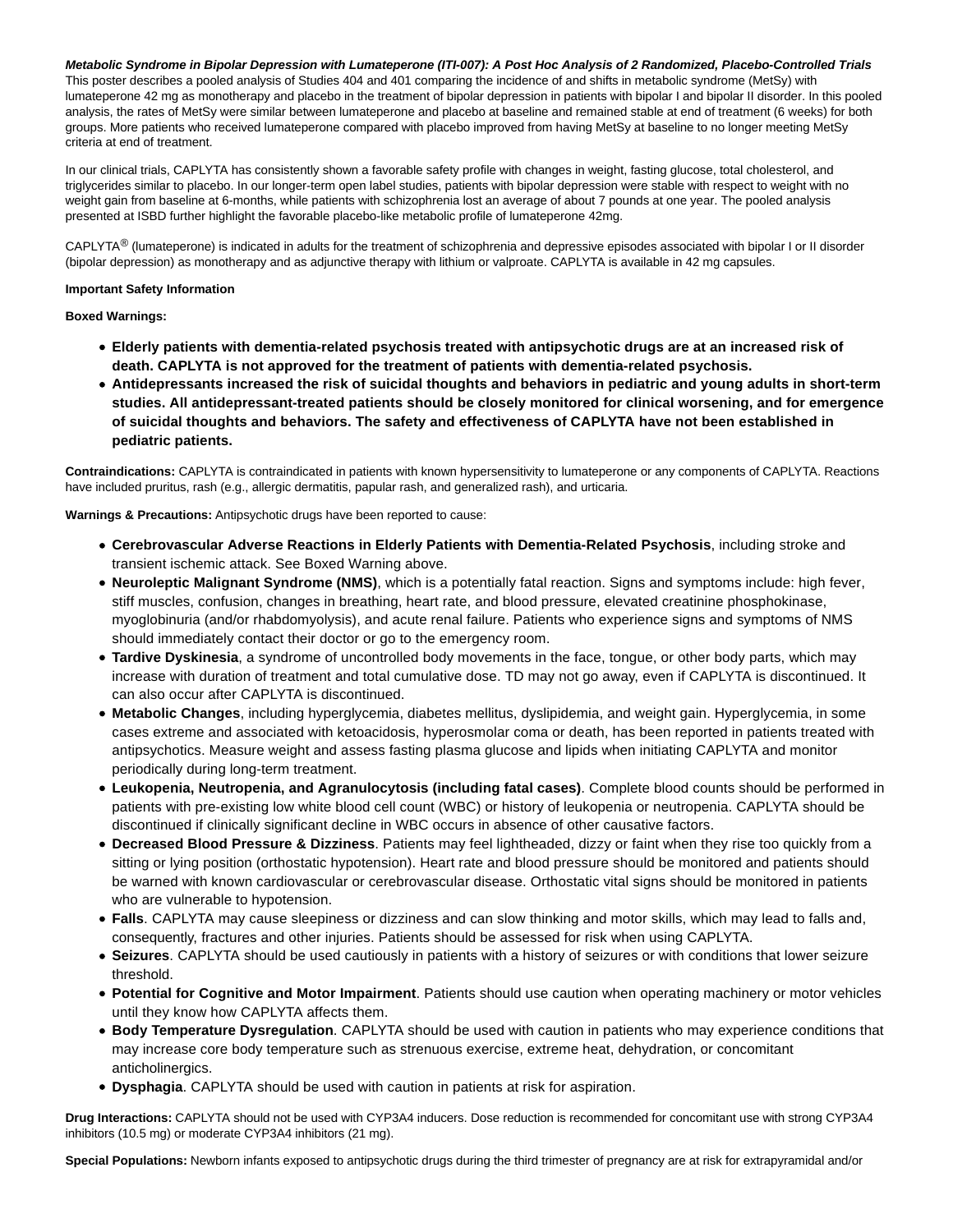***Metabolic Syndrome in Bipolar Depression with Lumateperone (ITI-007): A Post Hoc Analysis of 2 Randomized, Placebo-Controlled Trials***
This poster describes a pooled analysis of Studies 404 and 401 comparing the incidence of and shifts in metabolic syndrome (MetSy) with lumateperone 42 mg as monotherapy and placebo in the treatment of bipolar depression in patients with bipolar I and bipolar II disorder. In this pooled analysis, the rates of MetSy were similar between lumateperone and placebo at baseline and remained stable at end of treatment (6 weeks) for both groups. More patients who received lumateperone compared with placebo improved from having MetSy at baseline to no longer meeting MetSy criteria at end of treatment.

In our clinical trials, CAPLYTA has consistently shown a favorable safety profile with changes in weight, fasting glucose, total cholesterol, and triglycerides similar to placebo. In our longer-term open label studies, patients with bipolar depression were stable with respect to weight with no weight gain from baseline at 6-months, while patients with schizophrenia lost an average of about 7 pounds at one year. The pooled analysis presented at ISBD further highlight the favorable placebo-like metabolic profile of lumateperone 42mg.

CAPLYTA® (lumateperone) is indicated in adults for the treatment of schizophrenia and depressive episodes associated with bipolar I or II disorder (bipolar depression) as monotherapy and as adjunctive therapy with lithium or valproate. CAPLYTA is available in 42 mg capsules.

**Important Safety Information**

**Boxed Warnings:**

- **Elderly patients with dementia-related psychosis treated with antipsychotic drugs are at an increased risk of death. CAPLYTA is not approved for the treatment of patients with dementia-related psychosis.**
- **Antidepressants increased the risk of suicidal thoughts and behaviors in pediatric and young adults in short-term studies. All antidepressant-treated patients should be closely monitored for clinical worsening, and for emergence of suicidal thoughts and behaviors. The safety and effectiveness of CAPLYTA have not been established in pediatric patients.**

**Contraindications:** CAPLYTA is contraindicated in patients with known hypersensitivity to lumateperone or any components of CAPLYTA. Reactions have included pruritus, rash (e.g., allergic dermatitis, papular rash, and generalized rash), and urticaria.

**Warnings & Precautions:** Antipsychotic drugs have been reported to cause:

- **Cerebrovascular Adverse Reactions in Elderly Patients with Dementia-Related Psychosis**, including stroke and transient ischemic attack. See Boxed Warning above.
- **Neuroleptic Malignant Syndrome (NMS)**, which is a potentially fatal reaction. Signs and symptoms include: high fever, stiff muscles, confusion, changes in breathing, heart rate, and blood pressure, elevated creatinine phosphokinase, myoglobinuria (and/or rhabdomyolysis), and acute renal failure. Patients who experience signs and symptoms of NMS should immediately contact their doctor or go to the emergency room.
- **Tardive Dyskinesia**, a syndrome of uncontrolled body movements in the face, tongue, or other body parts, which may increase with duration of treatment and total cumulative dose. TD may not go away, even if CAPLYTA is discontinued. It can also occur after CAPLYTA is discontinued.
- **Metabolic Changes**, including hyperglycemia, diabetes mellitus, dyslipidemia, and weight gain. Hyperglycemia, in some cases extreme and associated with ketoacidosis, hyperosmolar coma or death, has been reported in patients treated with antipsychotics. Measure weight and assess fasting plasma glucose and lipids when initiating CAPLYTA and monitor periodically during long-term treatment.
- **Leukopenia, Neutropenia, and Agranulocytosis (including fatal cases)**. Complete blood counts should be performed in patients with pre-existing low white blood cell count (WBC) or history of leukopenia or neutropenia. CAPLYTA should be discontinued if clinically significant decline in WBC occurs in absence of other causative factors.
- **Decreased Blood Pressure & Dizziness**. Patients may feel lightheaded, dizzy or faint when they rise too quickly from a sitting or lying position (orthostatic hypotension). Heart rate and blood pressure should be monitored and patients should be warned with known cardiovascular or cerebrovascular disease. Orthostatic vital signs should be monitored in patients who are vulnerable to hypotension.
- **Falls**. CAPLYTA may cause sleepiness or dizziness and can slow thinking and motor skills, which may lead to falls and, consequently, fractures and other injuries. Patients should be assessed for risk when using CAPLYTA.
- **Seizures**. CAPLYTA should be used cautiously in patients with a history of seizures or with conditions that lower seizure threshold.
- **Potential for Cognitive and Motor Impairment**. Patients should use caution when operating machinery or motor vehicles until they know how CAPLYTA affects them.
- **Body Temperature Dysregulation**. CAPLYTA should be used with caution in patients who may experience conditions that may increase core body temperature such as strenuous exercise, extreme heat, dehydration, or concomitant anticholinergics.
- **Dysphagia**. CAPLYTA should be used with caution in patients at risk for aspiration.

**Drug Interactions:** CAPLYTA should not be used with CYP3A4 inducers. Dose reduction is recommended for concomitant use with strong CYP3A4 inhibitors (10.5 mg) or moderate CYP3A4 inhibitors (21 mg).

**Special Populations:** Newborn infants exposed to antipsychotic drugs during the third trimester of pregnancy are at risk for extrapyramidal and/or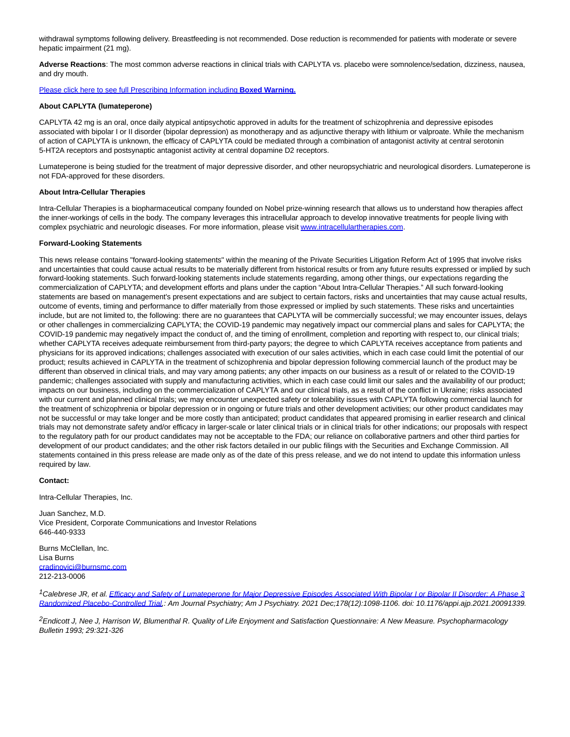withdrawal symptoms following delivery. Breastfeeding is not recommended. Dose reduction is recommended for patients with moderate or severe hepatic impairment (21 mg).

**Adverse Reactions**: The most common adverse reactions in clinical trials with CAPLYTA vs. placebo were somnolence/sedation, dizziness, nausea, and dry mouth.

Please click here to see full Prescribing Information including **Boxed Warning.**

**About CAPLYTA (lumateperone)**

CAPLYTA 42 mg is an oral, once daily atypical antipsychotic approved in adults for the treatment of schizophrenia and depressive episodes associated with bipolar I or II disorder (bipolar depression) as monotherapy and as adjunctive therapy with lithium or valproate. While the mechanism of action of CAPLYTA is unknown, the efficacy of CAPLYTA could be mediated through a combination of antagonist activity at central serotonin 5-HT2A receptors and postsynaptic antagonist activity at central dopamine D2 receptors.

Lumateperone is being studied for the treatment of major depressive disorder, and other neuropsychiatric and neurological disorders. Lumateperone is not FDA-approved for these disorders.

**About Intra-Cellular Therapies**

Intra-Cellular Therapies is a biopharmaceutical company founded on Nobel prize-winning research that allows us to understand how therapies affect the inner-workings of cells in the body. The company leverages this intracellular approach to develop innovative treatments for people living with complex psychiatric and neurologic diseases. For more information, please visit www.intracellulartherapies.com.

**Forward-Looking Statements**

This news release contains "forward-looking statements" within the meaning of the Private Securities Litigation Reform Act of 1995 that involve risks and uncertainties that could cause actual results to be materially different from historical results or from any future results expressed or implied by such forward-looking statements. Such forward-looking statements include statements regarding, among other things, our expectations regarding the commercialization of CAPLYTA; and development efforts and plans under the caption "About Intra-Cellular Therapies." All such forward-looking statements are based on management's present expectations and are subject to certain factors, risks and uncertainties that may cause actual results, outcome of events, timing and performance to differ materially from those expressed or implied by such statements. These risks and uncertainties include, but are not limited to, the following: there are no guarantees that CAPLYTA will be commercially successful; we may encounter issues, delays or other challenges in commercializing CAPLYTA; the COVID-19 pandemic may negatively impact our commercial plans and sales for CAPLYTA; the COVID-19 pandemic may negatively impact the conduct of, and the timing of enrollment, completion and reporting with respect to, our clinical trials; whether CAPLYTA receives adequate reimbursement from third-party payors; the degree to which CAPLYTA receives acceptance from patients and physicians for its approved indications; challenges associated with execution of our sales activities, which in each case could limit the potential of our product; results achieved in CAPLYTA in the treatment of schizophrenia and bipolar depression following commercial launch of the product may be different than observed in clinical trials, and may vary among patients; any other impacts on our business as a result of or related to the COVID-19 pandemic; challenges associated with supply and manufacturing activities, which in each case could limit our sales and the availability of our product; impacts on our business, including on the commercialization of CAPLYTA and our clinical trials, as a result of the conflict in Ukraine; risks associated with our current and planned clinical trials; we may encounter unexpected safety or tolerability issues with CAPLYTA following commercial launch for the treatment of schizophrenia or bipolar depression or in ongoing or future trials and other development activities; our other product candidates may not be successful or may take longer and be more costly than anticipated; product candidates that appeared promising in earlier research and clinical trials may not demonstrate safety and/or efficacy in larger-scale or later clinical trials or in clinical trials for other indications; our proposals with respect to the regulatory path for our product candidates may not be acceptable to the FDA; our reliance on collaborative partners and other third parties for development of our product candidates; and the other risk factors detailed in our public filings with the Securities and Exchange Commission. All statements contained in this press release are made only as of the date of this press release, and we do not intend to update this information unless required by law.

**Contact:**

Intra-Cellular Therapies, Inc.

Juan Sanchez, M.D.
Vice President, Corporate Communications and Investor Relations
646-440-9333

Burns McClellan, Inc.
Lisa Burns
cradinovici@burnsmc.com
212-213-0006

[1]*Calebrese JR, et al. Efficacy and Safety of Lumateperone for Major Depressive Episodes Associated With Bipolar I or Bipolar II Disorder: A Phase 3 Randomized Placebo-Controlled Trial.: Am Journal Psychiatry; Am J Psychiatry. 2021 Dec;178(12):1098-1106. doi: 10.1176/appi.ajp.2021.20091339.*

[2]*Endicott J, Nee J, Harrison W, Blumenthal R. Quality of Life Enjoyment and Satisfaction Questionnaire: A New Measure. Psychopharmacology Bulletin 1993; 29:321-326*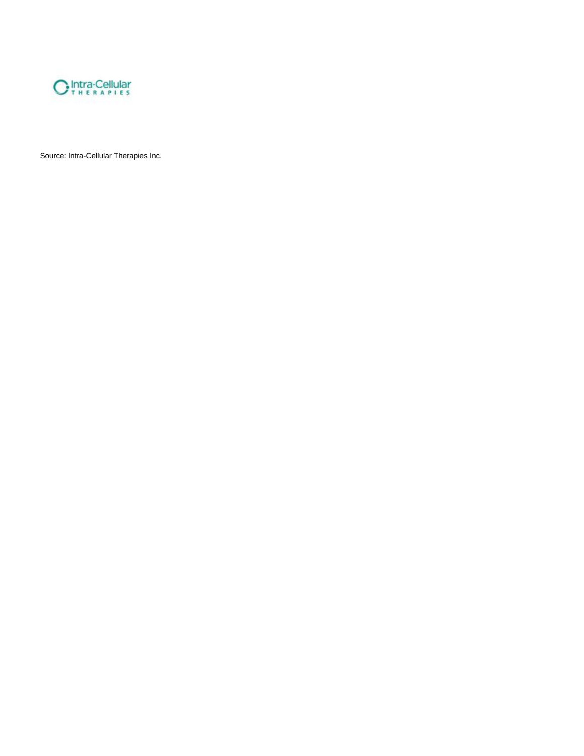Source: Intra-Cellular Therapies Inc.